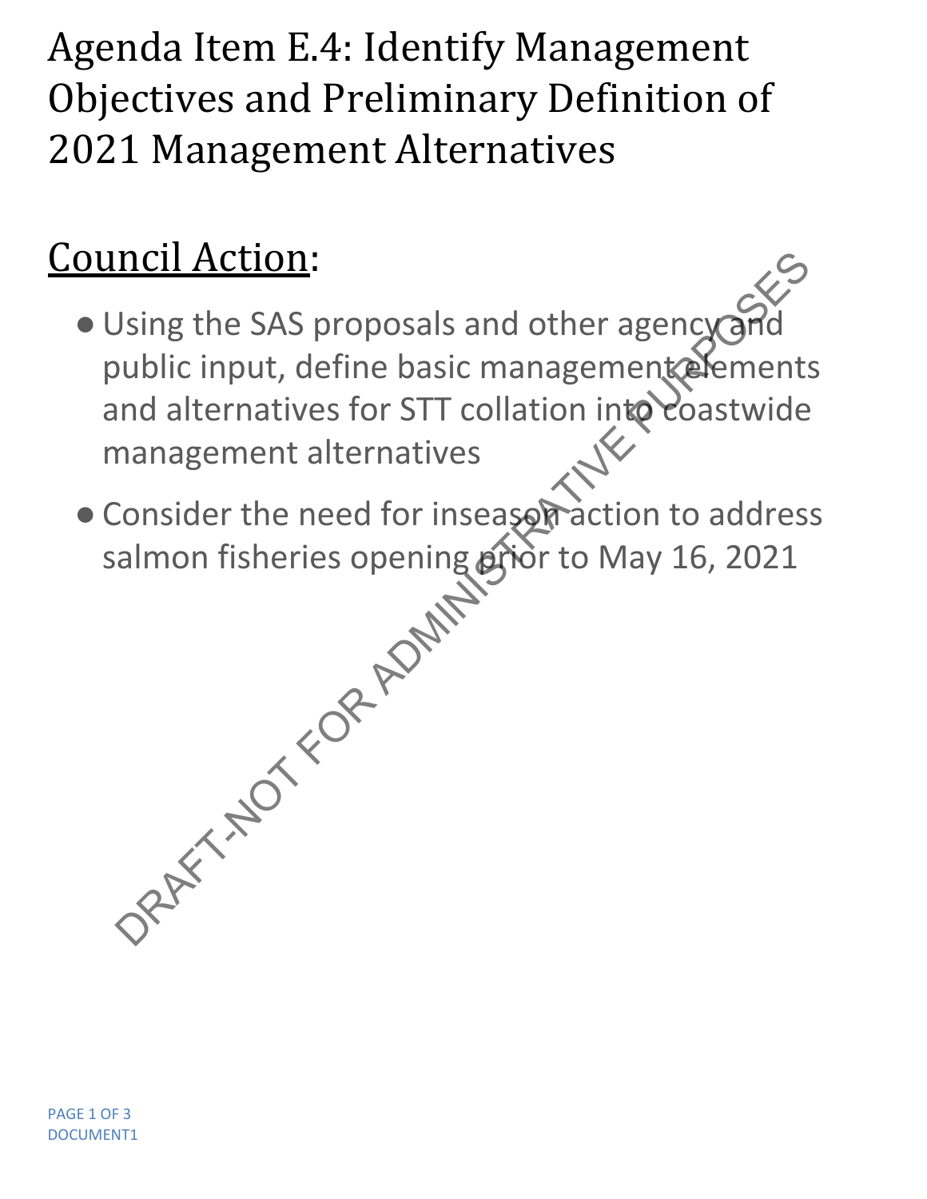# Agenda Item E.4: Identify Management Objectives and Preliminary Definition of 2021 Management Alternatives

## Council Action:

- Using the SAS proposals and other agency and public input, define basic management elements and alternatives for STT collation into coastwide management alternatives
- Consider the need for inseason action to address salmon fisheries opening prior to May 16, 2021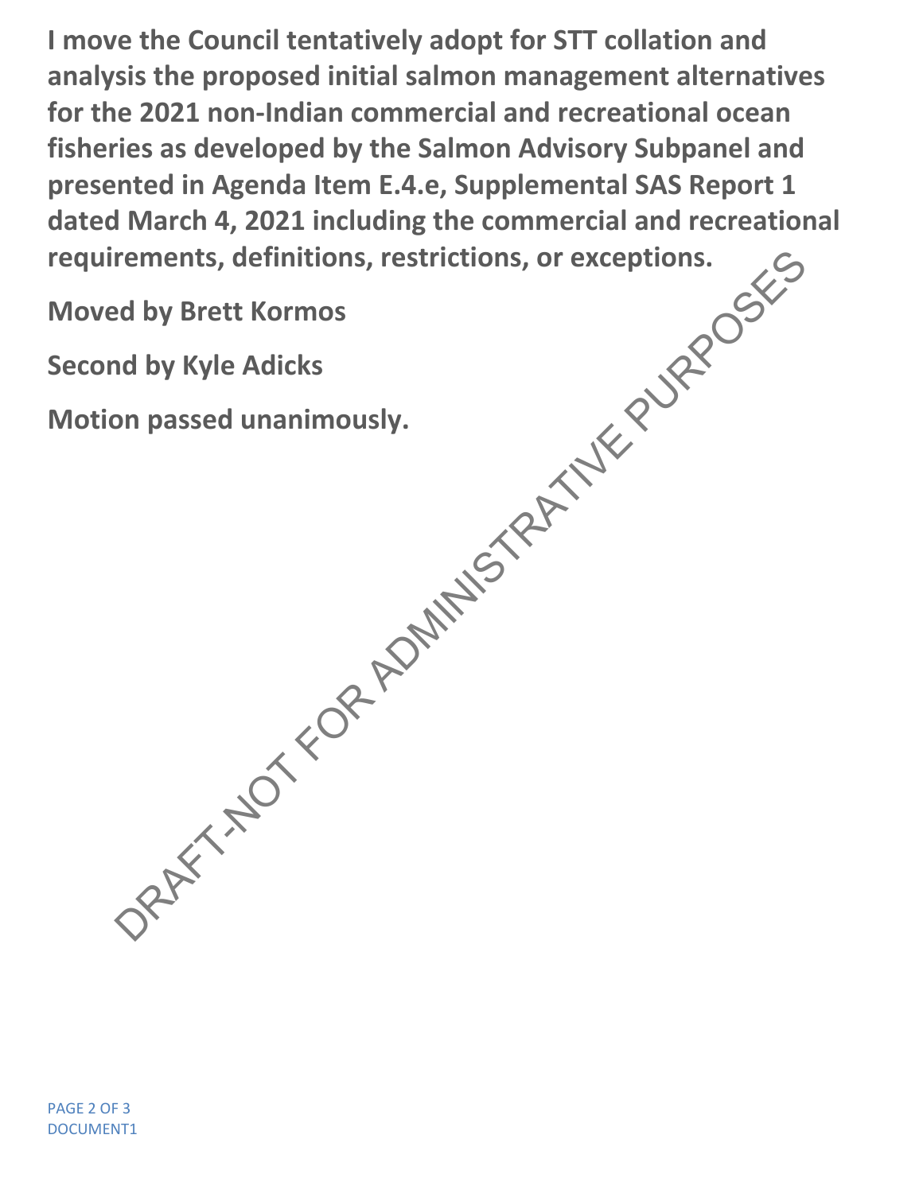**I move the Council tentatively adopt for STT collation and analysis the proposed initial salmon management alternatives for the 2021 non-Indian commercial and recreational ocean fisheries as developed by the Salmon Advisory Subpanel and presented in Agenda Item E.4.e, Supplemental SAS Report 1 dated March 4, 2021 including the commercial and recreational requirements, definitions, restrictions, or exceptions.**

**Moved by Brett Kormos**

**Second by Kyle Adicks**

**Motion passed unanimously.**

DRAFT-NOT FOR ADMINISTRATIVE PURPOSES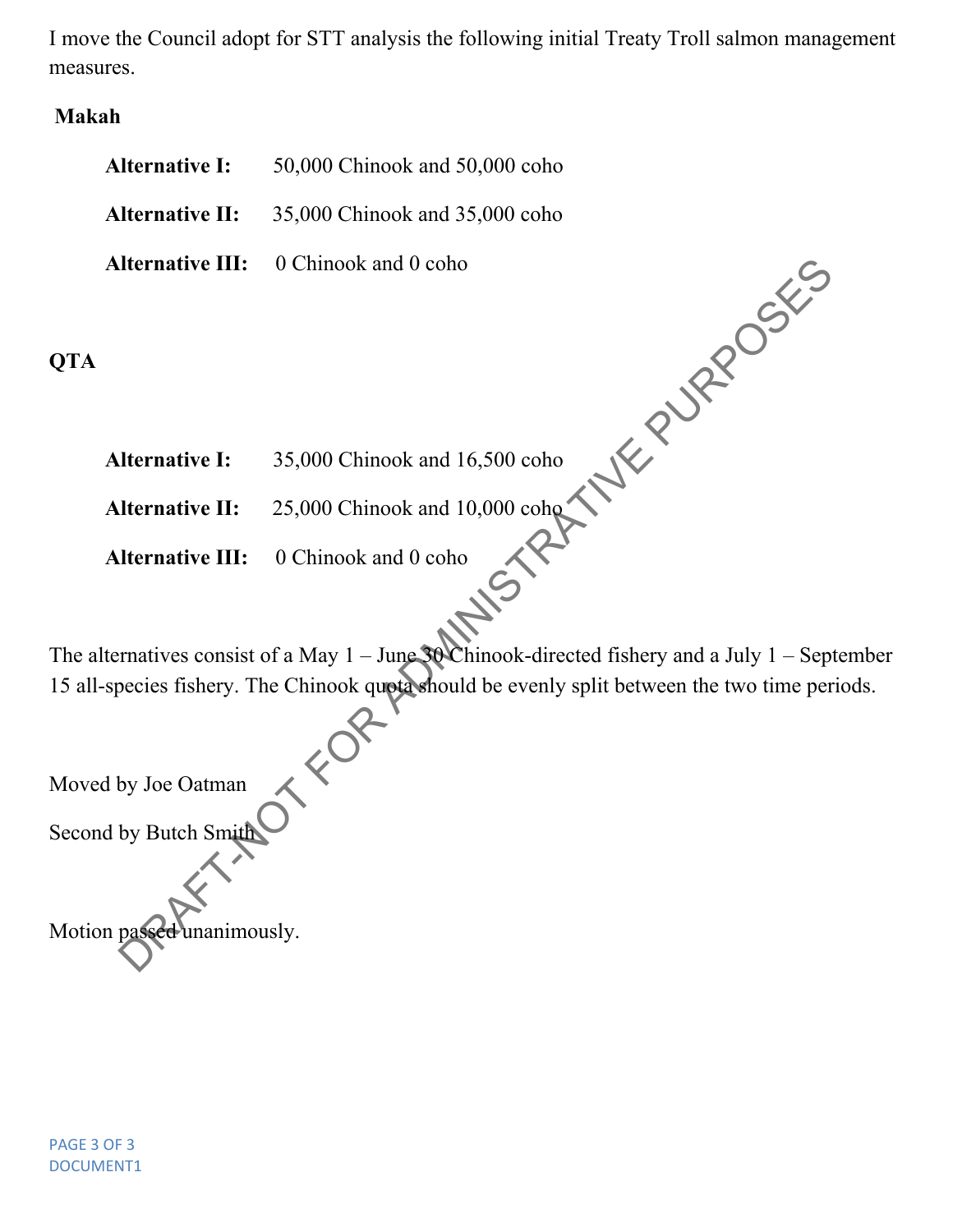I move the Council adopt for STT analysis the following initial Treaty Troll salmon management measures.

**Makah**

**Alternative I:** 50,000 Chinook and 50,000 coho

**Alternative II:** 35,000 Chinook and 35,000 coho

**Alternative III:** 0 Chinook and 0 coho

**QTA**

**Alternative I:** 35,000 Chinook and 16,500 coho

**Alternative II:** 25,000 Chinook and 10,000 coho

**Alternative III:** 0 Chinook and 0 coho

The alternatives consist of a May 1 – June 30 Chinook-directed fishery and a July 1 – September 15 all-species fishery. The Chinook quota should be evenly split between the two time periods.

Moved by Joe Oatman

Second by Butch Smith

Motion passed unanimously.